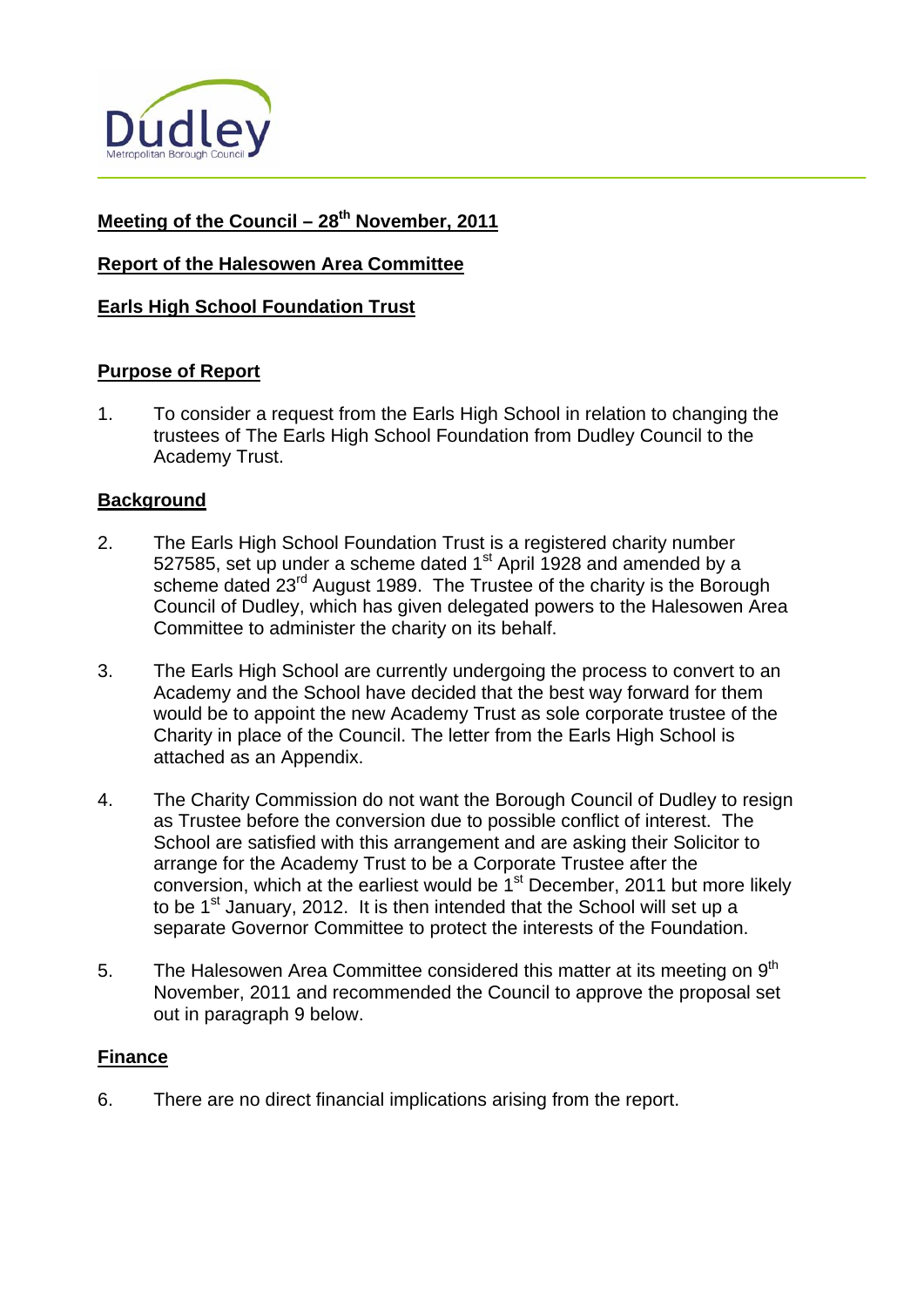**Meeting of the Council – 28th November, 2011**

**Report of the Halesowen Area Committee**

**Earls High School Foundation Trust**

**Purpose of Report**

1. To consider a request from the Earls High School in relation to changing the trustees of The Earls High School Foundation from Dudley Council to the Academy Trust.

**Background**

2. The Earls High School Foundation Trust is a registered charity number 527585, set up under a scheme dated 1st April 1928 and amended by a scheme dated 23rd August 1989. The Trustee of the charity is the Borough Council of Dudley, which has given delegated powers to the Halesowen Area Committee to administer the charity on its behalf.

3. The Earls High School are currently undergoing the process to convert to an Academy and the School have decided that the best way forward for them would be to appoint the new Academy Trust as sole corporate trustee of the Charity in place of the Council. The letter from the Earls High School is attached as an Appendix.

4. The Charity Commission do not want the Borough Council of Dudley to resign as Trustee before the conversion due to possible conflict of interest. The School are satisfied with this arrangement and are asking their Solicitor to arrange for the Academy Trust to be a Corporate Trustee after the conversion, which at the earliest would be 1st December, 2011 but more likely to be 1st January, 2012. It is then intended that the School will set up a separate Governor Committee to protect the interests of the Foundation.

5. The Halesowen Area Committee considered this matter at its meeting on 9th November, 2011 and recommended the Council to approve the proposal set out in paragraph 9 below.

**Finance**

6. There are no direct financial implications arising from the report.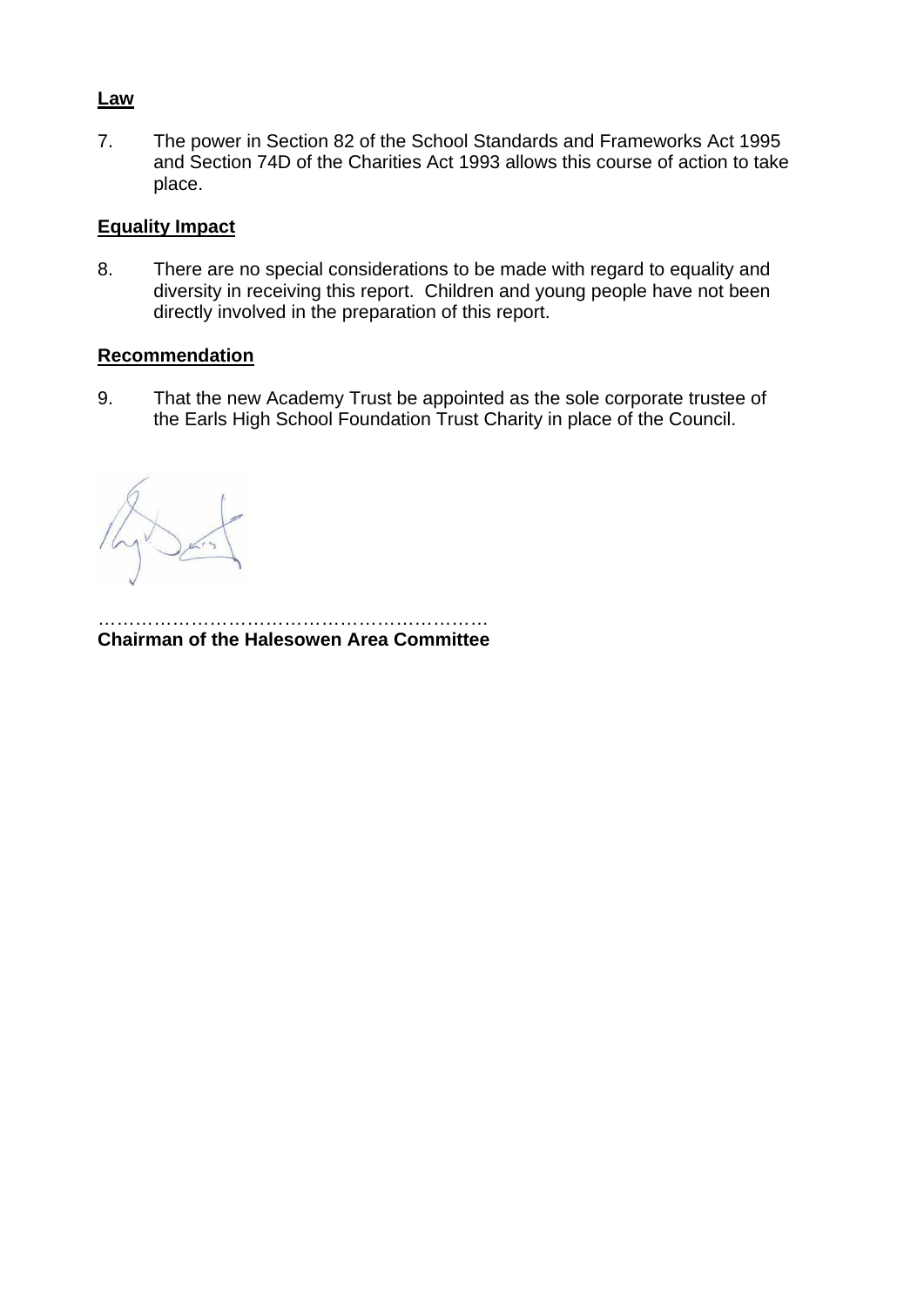**Law**

7. The power in Section 82 of the School Standards and Frameworks Act 1995 and Section 74D of the Charities Act 1993 allows this course of action to take place.

**Equality Impact**

8. There are no special considerations to be made with regard to equality and diversity in receiving this report. Children and young people have not been directly involved in the preparation of this report.

**Recommendation**

9. That the new Academy Trust be appointed as the sole corporate trustee of the Earls High School Foundation Trust Charity in place of the Council.

………………………………………………………

**Chairman of the Halesowen Area Committee**